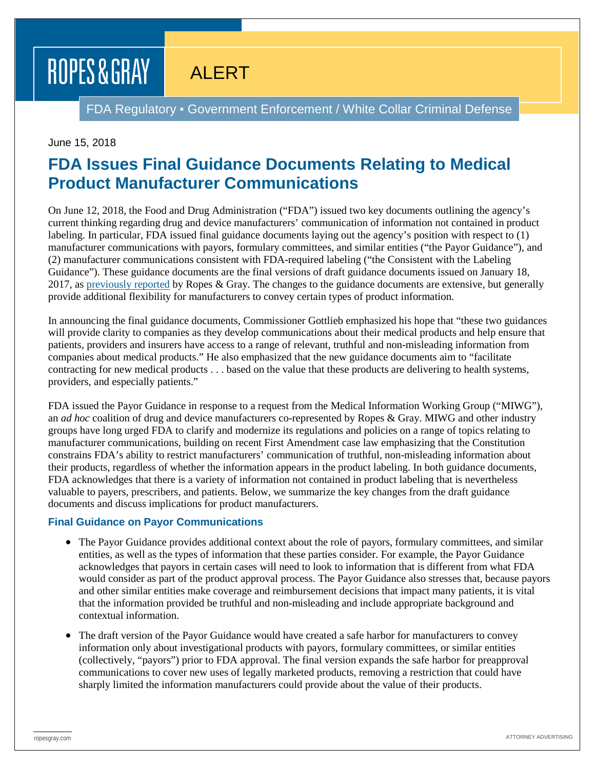ROPES & GRAY

ALERT

FDA Regulatory ▪ Government Enforcement / White Collar Criminal Defense

June 15, 2018

# FDA Issues Final Guidance Documents Relating to Medical Product Manufacturer Communications

On June 12, 2018, the Food and Drug Administration ("FDA") issued two key documents outlining the agency's current thinking regarding drug and device manufacturers' communication of information not contained in product labeling. In particular, FDA issued final guidance documents laying out the agency's position with respect to (1) manufacturer communications with payors, formulary committees, and similar entities ("the Payor Guidance"), and (2) manufacturer communications consistent with FDA-required labeling ("the Consistent with the Labeling Guidance"). These guidance documents are the final versions of draft guidance documents issued on January 18, 2017, as previously reported by Ropes & Gray. The changes to the guidance documents are extensive, but generally provide additional flexibility for manufacturers to convey certain types of product information.

In announcing the final guidance documents, Commissioner Gottlieb emphasized his hope that "these two guidances will provide clarity to companies as they develop communications about their medical products and help ensure that patients, providers and insurers have access to a range of relevant, truthful and non-misleading information from companies about medical products." He also emphasized that the new guidance documents aim to "facilitate contracting for new medical products . . . based on the value that these products are delivering to health systems, providers, and especially patients."

FDA issued the Payor Guidance in response to a request from the Medical Information Working Group ("MIWG"), an *ad hoc* coalition of drug and device manufacturers co-represented by Ropes & Gray. MIWG and other industry groups have long urged FDA to clarify and modernize its regulations and policies on a range of topics relating to manufacturer communications, building on recent First Amendment case law emphasizing that the Constitution constrains FDA's ability to restrict manufacturers' communication of truthful, non-misleading information about their products, regardless of whether the information appears in the product labeling. In both guidance documents, FDA acknowledges that there is a variety of information not contained in product labeling that is nevertheless valuable to payers, prescribers, and patients. Below, we summarize the key changes from the draft guidance documents and discuss implications for product manufacturers.

### Final Guidance on Payor Communications

- The Payor Guidance provides additional context about the role of payors, formulary committees, and similar entities, as well as the types of information that these parties consider. For example, the Payor Guidance acknowledges that payors in certain cases will need to look to information that is different from what FDA would consider as part of the product approval process. The Payor Guidance also stresses that, because payors and other similar entities make coverage and reimbursement decisions that impact many patients, it is vital that the information provided be truthful and non-misleading and include appropriate background and contextual information.
- The draft version of the Payor Guidance would have created a safe harbor for manufacturers to convey information only about investigational products with payors, formulary committees, or similar entities (collectively, "payors") prior to FDA approval. The final version expands the safe harbor for preapproval communications to cover new uses of legally marketed products, removing a restriction that could have sharply limited the information manufacturers could provide about the value of their products.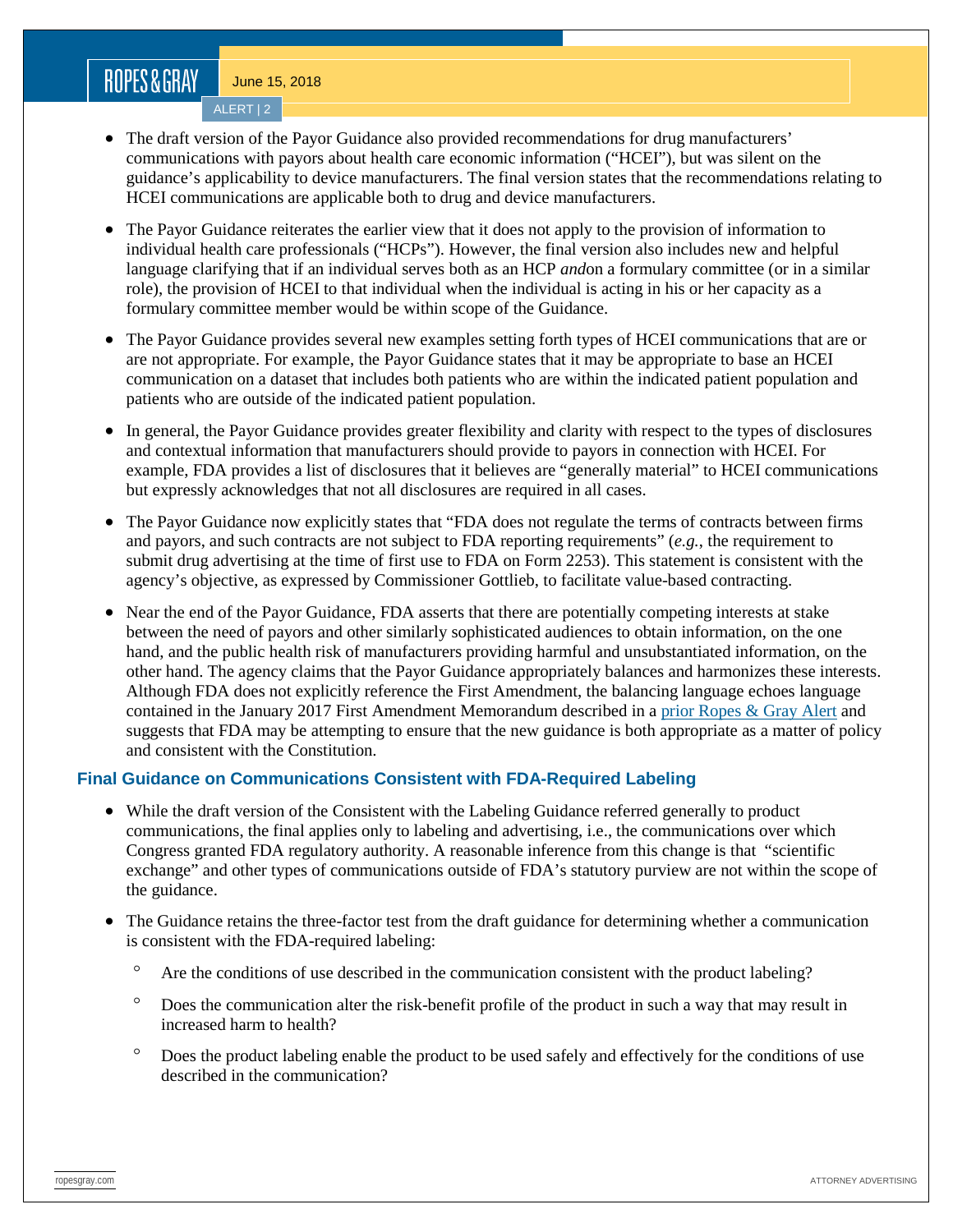- The draft version of the Payor Guidance also provided recommendations for drug manufacturers' communications with payors about health care economic information ("HCEI"), but was silent on the guidance's applicability to device manufacturers. The final version states that the recommendations relating to HCEI communications are applicable both to drug and device manufacturers.

- The Payor Guidance reiterates the earlier view that it does not apply to the provision of information to individual health care professionals ("HCPs"). However, the final version also includes new and helpful language clarifying that if an individual serves both as an HCP *and* on a formulary committee (or in a similar role), the provision of HCEI to that individual when the individual is acting in his or her capacity as a formulary committee member would be within scope of the Guidance.

- The Payor Guidance provides several new examples setting forth types of HCEI communications that are or are not appropriate. For example, the Payor Guidance states that it may be appropriate to base an HCEI communication on a dataset that includes both patients who are within the indicated patient population and patients who are outside of the indicated patient population.

- In general, the Payor Guidance provides greater flexibility and clarity with respect to the types of disclosures and contextual information that manufacturers should provide to payors in connection with HCEI. For example, FDA provides a list of disclosures that it believes are "generally material" to HCEI communications but expressly acknowledges that not all disclosures are required in all cases.

- The Payor Guidance now explicitly states that "FDA does not regulate the terms of contracts between firms and payors, and such contracts are not subject to FDA reporting requirements" (*e.g.*, the requirement to submit drug advertising at the time of first use to FDA on Form 2253). This statement is consistent with the agency's objective, as expressed by Commissioner Gottlieb, to facilitate value-based contracting.

- Near the end of the Payor Guidance, FDA asserts that there are potentially competing interests at stake between the need of payors and other similarly sophisticated audiences to obtain information, on the one hand, and the public health risk of manufacturers providing harmful and unsubstantiated information, on the other hand. The agency claims that the Payor Guidance appropriately balances and harmonizes these interests. Although FDA does not explicitly reference the First Amendment, the balancing language echoes language contained in the January 2017 First Amendment Memorandum described in a prior Ropes & Gray Alert and suggests that FDA may be attempting to ensure that the new guidance is both appropriate as a matter of policy and consistent with the Constitution.

### Final Guidance on Communications Consistent with FDA-Required Labeling

- While the draft version of the Consistent with the Labeling Guidance referred generally to product communications, the final applies only to labeling and advertising, i.e., the communications over which Congress granted FDA regulatory authority. A reasonable inference from this change is that "scientific exchange" and other types of communications outside of FDA's statutory purview are not within the scope of the guidance.

- The Guidance retains the three-factor test from the draft guidance for determining whether a communication is consistent with the FDA-required labeling:
  - Are the conditions of use described in the communication consistent with the product labeling?
  - Does the communication alter the risk-benefit profile of the product in such a way that may result in increased harm to health?
  - Does the product labeling enable the product to be used safely and effectively for the conditions of use described in the communication?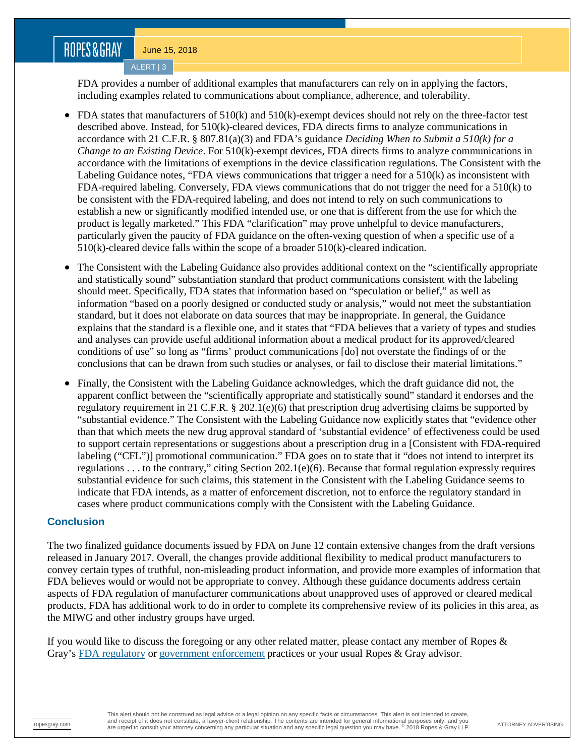FDA provides a number of additional examples that manufacturers can rely on in applying the factors, including examples related to communications about compliance, adherence, and tolerability.

- FDA states that manufacturers of 510(k) and 510(k)-exempt devices should not rely on the three-factor test described above. Instead, for 510(k)-cleared devices, FDA directs firms to analyze communications in accordance with 21 C.F.R. § 807.81(a)(3) and FDA's guidance *Deciding When to Submit a 510(k) for a Change to an Existing Device*. For 510(k)-exempt devices, FDA directs firms to analyze communications in accordance with the limitations of exemptions in the device classification regulations. The Consistent with the Labeling Guidance notes, "FDA views communications that trigger a need for a 510(k) as inconsistent with FDA-required labeling. Conversely, FDA views communications that do not trigger the need for a 510(k) to be consistent with the FDA-required labeling, and does not intend to rely on such communications to establish a new or significantly modified intended use, or one that is different from the use for which the product is legally marketed." This FDA "clarification" may prove unhelpful to device manufacturers, particularly given the paucity of FDA guidance on the often-vexing question of when a specific use of a 510(k)-cleared device falls within the scope of a broader 510(k)-cleared indication.
- The Consistent with the Labeling Guidance also provides additional context on the "scientifically appropriate and statistically sound" substantiation standard that product communications consistent with the labeling should meet. Specifically, FDA states that information based on "speculation or belief," as well as information "based on a poorly designed or conducted study or analysis," would not meet the substantiation standard, but it does not elaborate on data sources that may be inappropriate. In general, the Guidance explains that the standard is a flexible one, and it states that "FDA believes that a variety of types and studies and analyses can provide useful additional information about a medical product for its approved/cleared conditions of use" so long as "firms' product communications [do] not overstate the findings of or the conclusions that can be drawn from such studies or analyses, or fail to disclose their material limitations."
- Finally, the Consistent with the Labeling Guidance acknowledges, which the draft guidance did not, the apparent conflict between the "scientifically appropriate and statistically sound" standard it endorses and the regulatory requirement in 21 C.F.R. § 202.1(e)(6) that prescription drug advertising claims be supported by "substantial evidence." The Consistent with the Labeling Guidance now explicitly states that "evidence other than that which meets the new drug approval standard of 'substantial evidence' of effectiveness could be used to support certain representations or suggestions about a prescription drug in a [Consistent with FDA-required labeling ("CFL")] promotional communication." FDA goes on to state that it "does not intend to interpret its regulations . . . to the contrary," citing Section 202.1(e)(6). Because that formal regulation expressly requires substantial evidence for such claims, this statement in the Consistent with the Labeling Guidance seems to indicate that FDA intends, as a matter of enforcement discretion, not to enforce the regulatory standard in cases where product communications comply with the Consistent with the Labeling Guidance.

## Conclusion

The two finalized guidance documents issued by FDA on June 12 contain extensive changes from the draft versions released in January 2017. Overall, the changes provide additional flexibility to medical product manufacturers to convey certain types of truthful, non-misleading product information, and provide more examples of information that FDA believes would or would not be appropriate to convey. Although these guidance documents address certain aspects of FDA regulation of manufacturer communications about unapproved uses of approved or cleared medical products, FDA has additional work to do in order to complete its comprehensive review of its policies in this area, as the MIWG and other industry groups have urged.

If you would like to discuss the foregoing or any other related matter, please contact any member of Ropes & Gray's FDA regulatory or government enforcement practices or your usual Ropes & Gray advisor.

This alert should not be construed as legal advice or a legal opinion on any specific facts or circumstances. This alert is not intended to create, and receipt of it does not constitute, a lawyer-client relationship. The contents are intended for general informational purposes only, and you are urged to consult your attorney concerning any particular situation and any specific legal question you may have. © 2018 Ropes & Gray LLP

ATTORNEY ADVERTISING